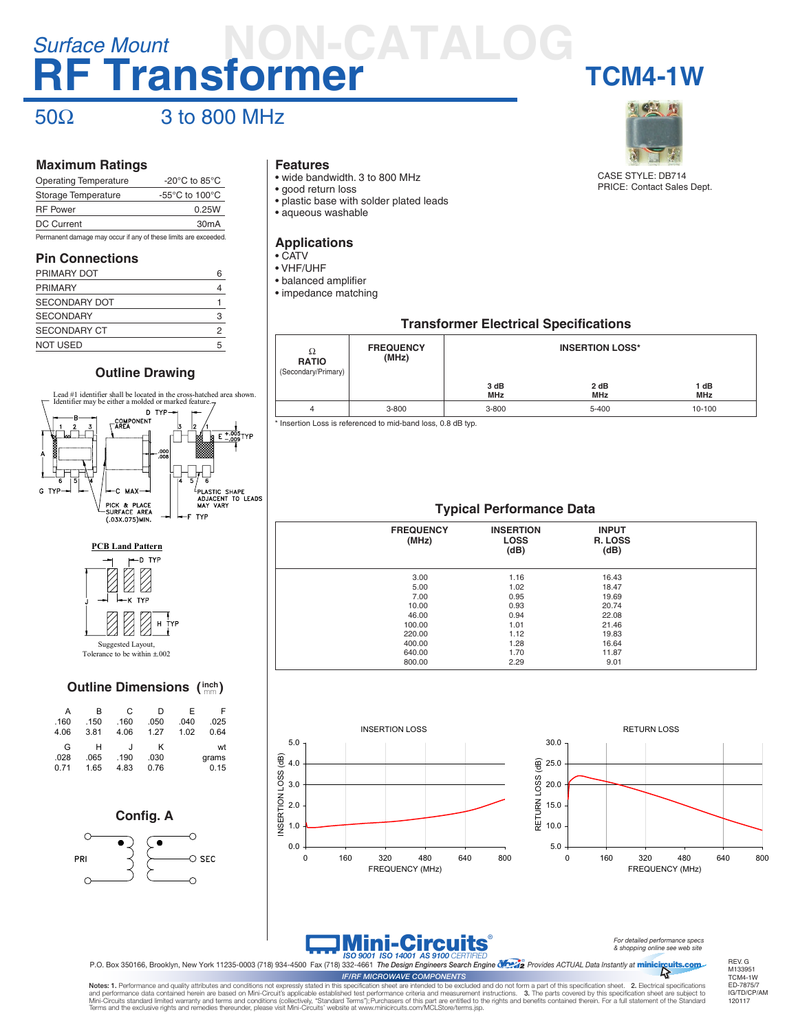# Surface Mount RF Transformer

NON-CATALOG

## TCM4-1W

50Ω 3 to 800 MHz

CASE STYLE: DB714
PRICE: Contact Sales Dept.

### Maximum Ratings

| | |
|---|---|
| Operating Temperature | -20°C to 85°C |
| Storage Temperature | -55°C to 100°C |
| RF Power | 0.25W |
| DC Current | 30mA |

Permanent damage may occur if any of these limits are exceeded.

### Pin Connections

| | |
|---|---|
| PRIMARY DOT | 6 |
| PRIMARY | 4 |
| SECONDARY DOT | 1 |
| SECONDARY | 3 |
| SECONDARY CT | 2 |
| NOT USED | 5 |

### Features

- wide bandwidth. 3 to 800 MHz
- good return loss
- plastic base with solder plated leads
- aqueous washable

### Applications

- CATV
- VHF/UHF
- balanced amplifier
- impedance matching

### Transformer Electrical Specifications

| Ω RATIO (Secondary/Primary) | FREQUENCY (MHz) | INSERTION LOSS* | | |
|---|---|---|---|---|
| | | 3 dB MHz | 2 dB MHz | 1 dB MHz |
| 4 | 3-800 | 3-800 | 5-400 | 10-100 |

\* Insertion Loss is referenced to mid-band loss, 0.8 dB typ.

### Outline Drawing

Lead #1 identifier shall be located in the cross-hatched area shown. Identifier may be either a molded or marked feature.

PCB Land Pattern

Suggested Layout, Tolerance to be within ±.002

### Outline Dimensions (inch / mm)

| A | B | C | D | E | F |
|---|---|---|---|---|---|
| .160 | .150 | .160 | .050 | .040 | .025 |
| 4.06 | 3.81 | 4.06 | 1.27 | 1.02 | 0.64 |

| G | H | J | K | wt |
|---|---|---|---|---|
| .028 | .065 | .190 | .030 | grams |
| 0.71 | 1.65 | 4.83 | 0.76 | 0.15 |

### Typical Performance Data

| FREQUENCY (MHz) | INSERTION LOSS (dB) | INPUT R. LOSS (dB) |
|---|---|---|
| 3.00 | 1.16 | 16.43 |
| 5.00 | 1.02 | 18.47 |
| 7.00 | 0.95 | 19.69 |
| 10.00 | 0.93 | 20.74 |
| 46.00 | 0.94 | 22.08 |
| 100.00 | 1.01 | 21.46 |
| 220.00 | 1.12 | 19.83 |
| 400.00 | 1.28 | 16.64 |
| 640.00 | 1.70 | 11.87 |
| 800.00 | 2.29 | 9.01 |

### Config. A

INSERTION LOSS

RETURN LOSS

Mini-Circuits® ISO 9001 ISO 14001 AS 9100 CERTIFIED

P.O. Box 350166, Brooklyn, New York 11235-0003 (718) 934-4500 Fax (718) 332-4661 *The Design Engineers Search Engine* Provides ACTUAL Data Instantly at **minicircuits.com**

*For detailed performance specs & shopping online see web site*

IF/RF MICROWAVE COMPONENTS

Notes: 1. Performance and quality attributes and conditions not expressly stated in this specification sheet are intended to be excluded and do not form a part of this specification sheet. 2. Electrical specifications and performance data contained herein are based on Mini-Circuit's applicable established test performance criteria and measurement instructions. 3. The parts covered by this specification sheet are subject to Mini-Circuits standard limited warranty and terms and conditions (collectively, "Standard Terms"); Purchasers of this part are entitled to the rights and benefits contained therein. For a full statement of the Standard Terms and the exclusive rights and remedies thereunder, please visit Mini-Circuits' website at www.minicircuits.com/MCLStore/terms.jsp.

REV. G
M133951
TCM4-1W
ED-7875/7
IG/TD/CP/AM
120117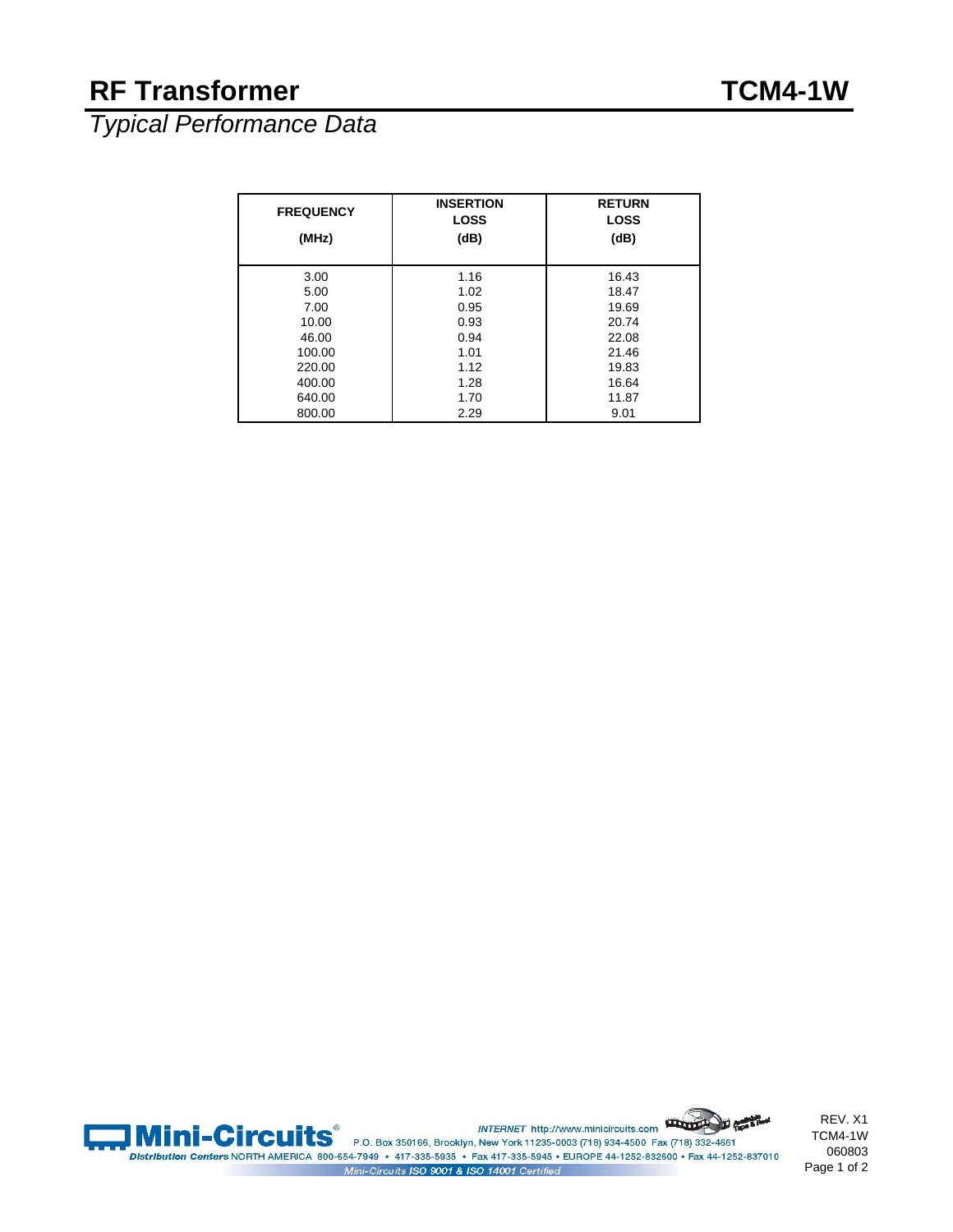# RF Transformer TCM4-1W

*Typical Performance Data*

| FREQUENCY (MHz) | INSERTION LOSS (dB) | RETURN LOSS (dB) |
|---|---|---|
| 3.00 | 1.16 | 16.43 |
| 5.00 | 1.02 | 18.47 |
| 7.00 | 0.95 | 19.69 |
| 10.00 | 0.93 | 20.74 |
| 46.00 | 0.94 | 22.08 |
| 100.00 | 1.01 | 21.46 |
| 220.00 | 1.12 | 19.83 |
| 400.00 | 1.28 | 16.64 |
| 640.00 | 1.70 | 11.87 |
| 800.00 | 2.29 | 9.01 |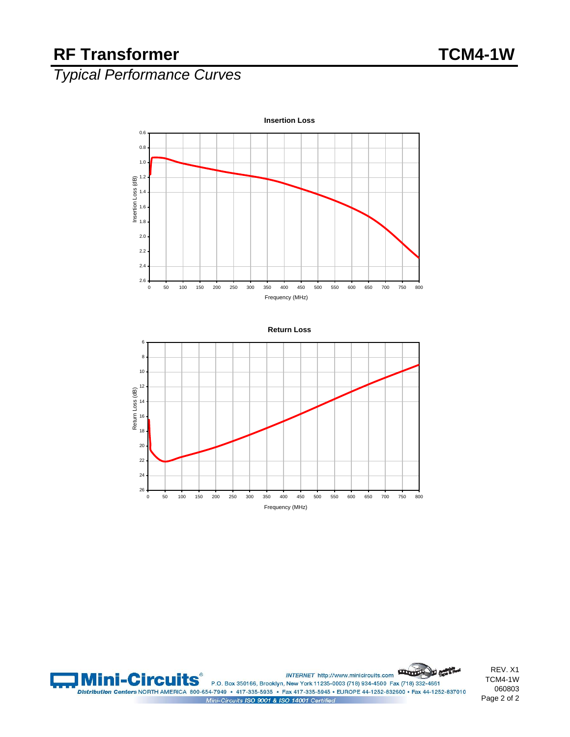# RF Transformer

# TCM4-1W

## *Typical Performance Curves*

**Insertion Loss**

Insertion Loss (dB)

Frequency (MHz)

**Return Loss**

Return Loss (dB)

Frequency (MHz)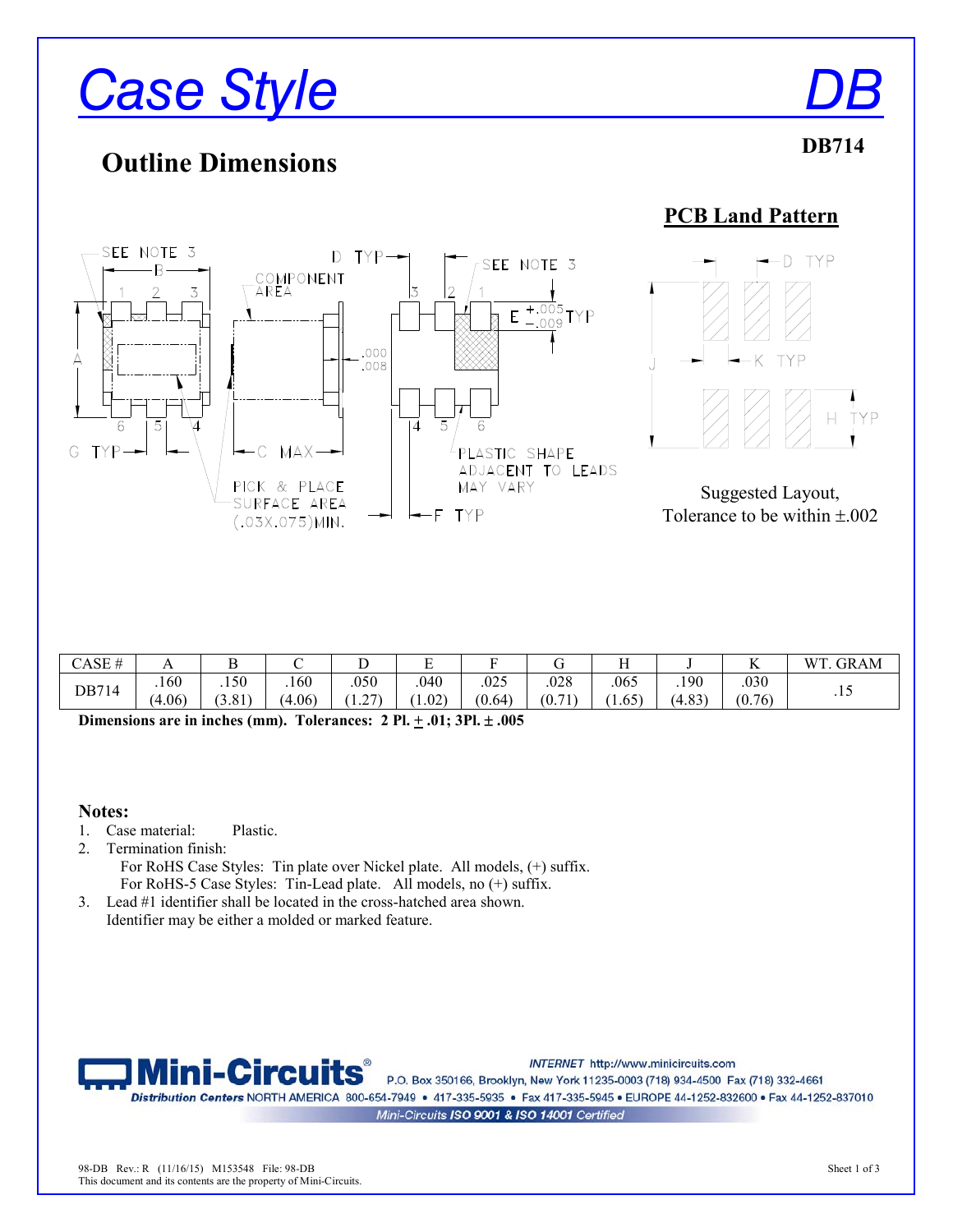# Case Style DB

**DB714**

## Outline Dimensions

### PCB Land Pattern

Suggested Layout,
Tolerance to be within ±.002

| CASE # | A | B | C | D | E | F | G | H | J | K | WT. GRAM |
|---|---|---|---|---|---|---|---|---|---|---|---|
| DB714 | .160 (4.06) | .150 (3.81) | .160 (4.06) | .050 (1.27) | .040 (1.02) | .025 (0.64) | .028 (0.71) | .065 (1.65) | .190 (4.83) | .030 (0.76) | .15 |

**Dimensions are in inches (mm). Tolerances: 2 Pl. ± .01; 3Pl. ± .005**

**Notes:**

1. Case material: Plastic.
2. Termination finish:
   For RoHS Case Styles: Tin plate over Nickel plate. All models, (+) suffix.
   For RoHS-5 Case Styles: Tin-Lead plate. All models, no (+) suffix.
3. Lead #1 identifier shall be located in the cross-hatched area shown.
   Identifier may be either a molded or marked feature.

**Mini-Circuits®** INTERNET http://www.minicircuits.com
P.O. Box 350166, Brooklyn, New York 11235-0003 (718) 934-4500 Fax (718) 332-4661
*Distribution Centers* NORTH AMERICA 800-654-7949 • 417-335-5935 • Fax 417-335-5945 • EUROPE 44-1252-832600 • Fax 44-1252-837010
*Mini-Circuits ISO 9001 & ISO 14001 Certified*

98-DB Rev.: R (11/16/15) M153548 File: 98-DB
This document and its contents are the property of Mini-Circuits.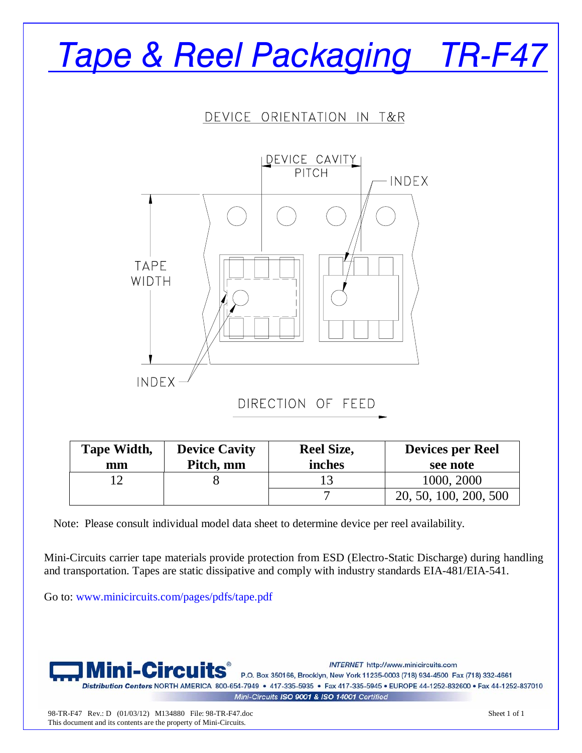# Tape & Reel Packaging TR-F47

DEVICE ORIENTATION IN T&R

DEVICE CAVITY PITCH

INDEX

TAPE WIDTH

INDEX

DIRECTION OF FEED

| Tape Width, mm | Device Cavity Pitch, mm | Reel Size, inches | Devices per Reel see note |
|---|---|---|---|
| 12 | 8 | 13 | 1000, 2000 |
| | | 7 | 20, 50, 100, 200, 500 |

Note: Please consult individual model data sheet to determine device per reel availability.

Mini-Circuits carrier tape materials provide protection from ESD (Electro-Static Discharge) during handling and transportation. Tapes are static dissipative and comply with industry standards EIA-481/EIA-541.

Go to: www.minicircuits.com/pages/pdfs/tape.pdf

**Mini-Circuits**® *INTERNET* http://www.minicircuits.com
P.O. Box 350166, Brooklyn, New York 11235-0003 (718) 934-4500 Fax (718) 332-4661
*Distribution Centers* NORTH AMERICA 800-654-7949 • 417-335-5935 • Fax 417-335-5945 • EUROPE 44-1252-832600 • Fax 44-1252-837010
*Mini-Circuits ISO 9001 & ISO 14001 Certified*

98-TR-F47 Rev.: D (01/03/12) M134880 File: 98-TR-F47.doc
This document and its contents are the property of Mini-Circuits.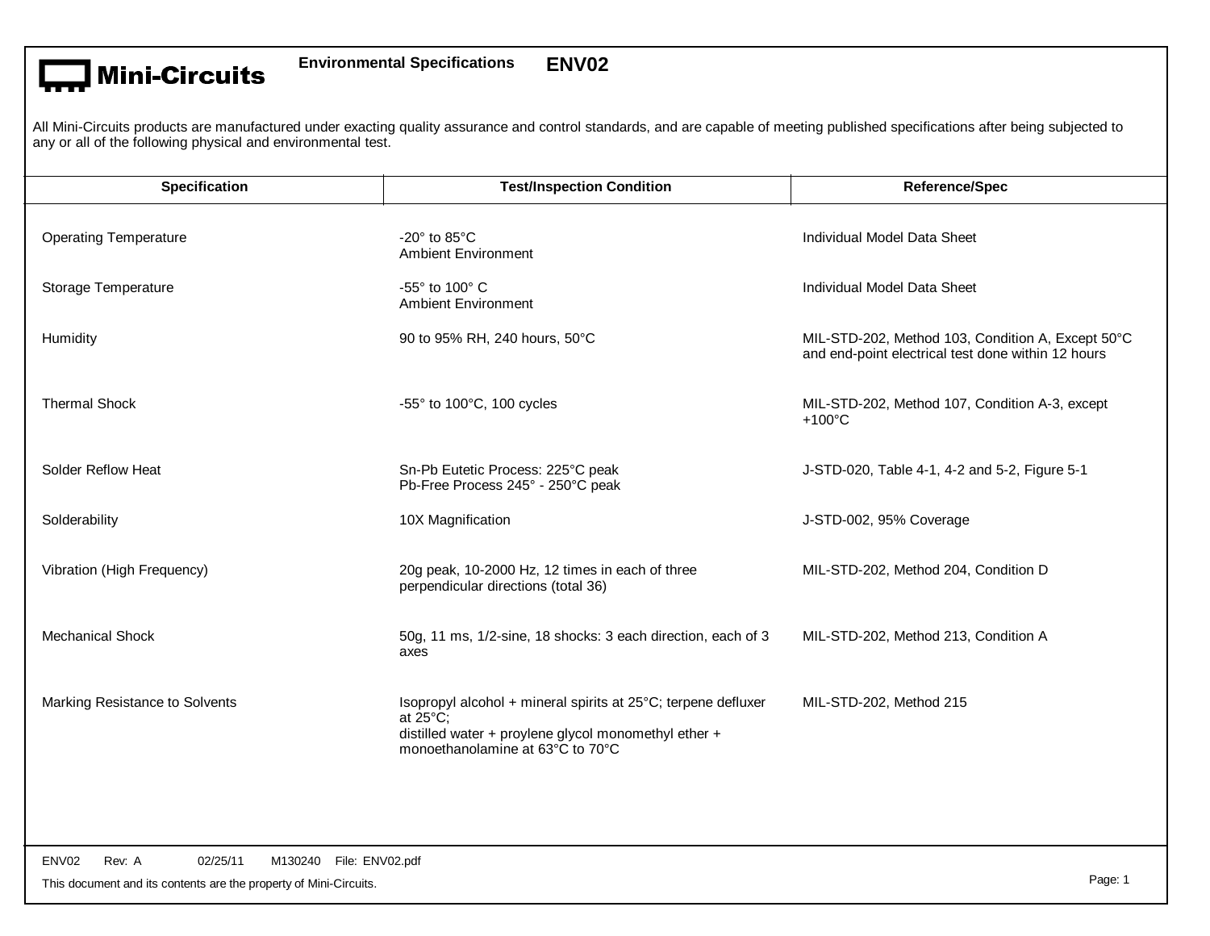Mini-Circuits

**Environmental Specifications** **ENV02**

All Mini-Circuits products are manufactured under exacting quality assurance and control standards, and are capable of meeting published specifications after being subjected to any or all of the following physical and environmental test.

| Specification | Test/Inspection Condition | Reference/Spec |
|---|---|---|
| Operating Temperature | -20° to 85°C<br>Ambient Environment | Individual Model Data Sheet |
| Storage Temperature | -55° to 100° C<br>Ambient Environment | Individual Model Data Sheet |
| Humidity | 90 to 95% RH, 240 hours, 50°C | MIL-STD-202, Method 103, Condition A, Except 50°C and end-point electrical test done within 12 hours |
| Thermal Shock | -55° to 100°C, 100 cycles | MIL-STD-202, Method 107, Condition A-3, except +100°C |
| Solder Reflow Heat | Sn-Pb Eutetic Process: 225°C peak<br>Pb-Free Process 245° - 250°C peak | J-STD-020, Table 4-1, 4-2 and 5-2, Figure 5-1 |
| Solderability | 10X Magnification | J-STD-002, 95% Coverage |
| Vibration (High Frequency) | 20g peak, 10-2000 Hz, 12 times in each of three perpendicular directions (total 36) | MIL-STD-202, Method 204, Condition D |
| Mechanical Shock | 50g, 11 ms, 1/2-sine, 18 shocks: 3 each direction, each of 3 axes | MIL-STD-202, Method 213, Condition A |
| Marking Resistance to Solvents | Isopropyl alcohol + mineral spirits at 25°C; terpene defluxer at 25°C;<br>distilled water + proylene glycol monomethyl ether + monoethanolamine at 63°C to 70°C | MIL-STD-202, Method 215 |

ENV02 Rev: A 02/25/11 M130240 File: ENV02.pdf

This document and its contents are the property of Mini-Circuits.